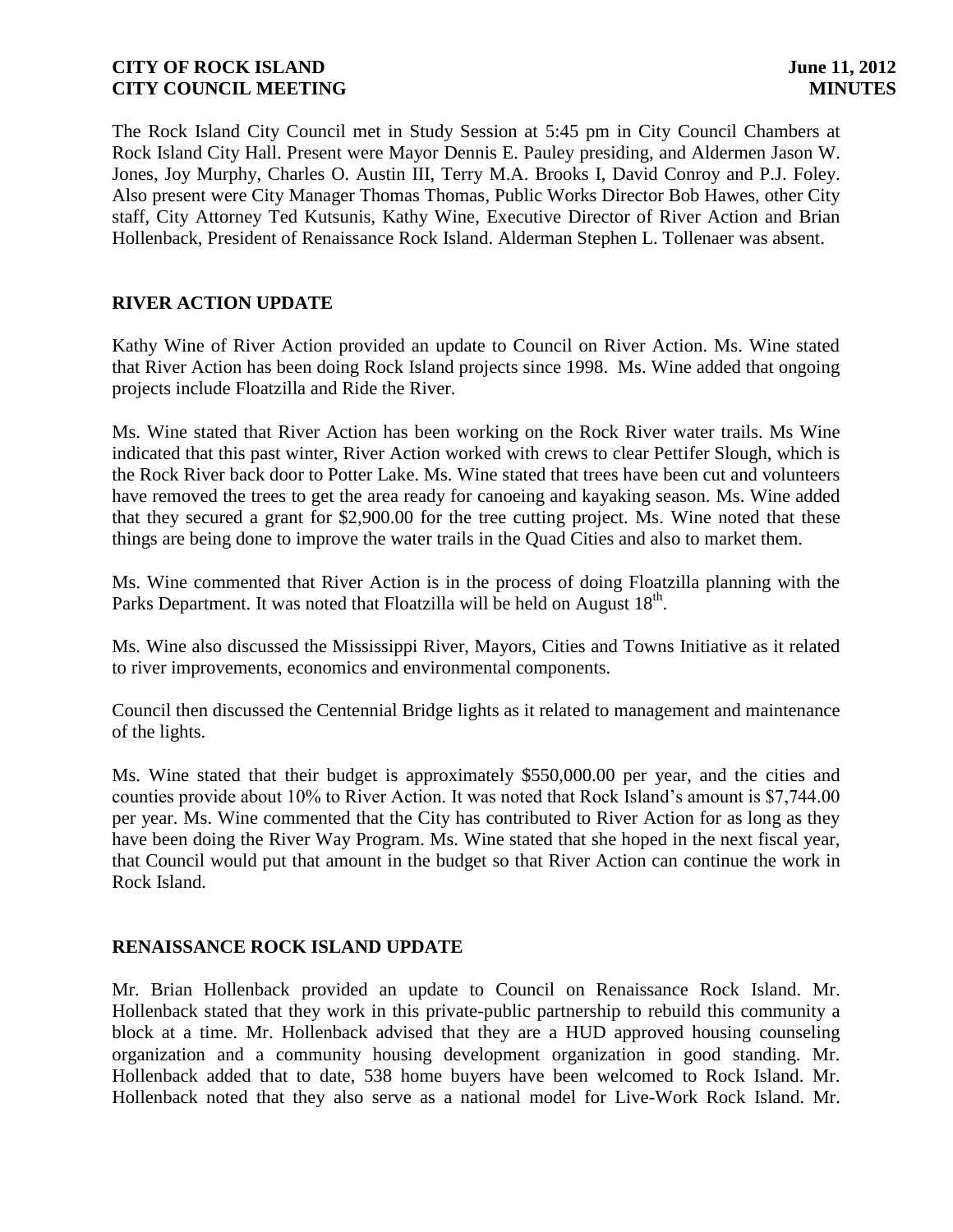The Rock Island City Council met in Study Session at 5:45 pm in City Council Chambers at Rock Island City Hall. Present were Mayor Dennis E. Pauley presiding, and Aldermen Jason W. Jones, Joy Murphy, Charles O. Austin III, Terry M.A. Brooks I, David Conroy and P.J. Foley. Also present were City Manager Thomas Thomas, Public Works Director Bob Hawes, other City staff, City Attorney Ted Kutsunis, Kathy Wine, Executive Director of River Action and Brian Hollenback, President of Renaissance Rock Island. Alderman Stephen L. Tollenaer was absent.

## RIVER ACTION UPDATE

Kathy Wine of River Action provided an update to Council on River Action. Ms. Wine stated that River Action has been doing Rock Island projects since 1998. Ms. Wine added that ongoing projects include Floatzilla and Ride the River.

Ms. Wine stated that River Action has been working on the Rock River water trails. Ms Wine indicated that this past winter, River Action worked with crews to clear Pettifer Slough, which is the Rock River back door to Potter Lake. Ms. Wine stated that trees have been cut and volunteers have removed the trees to get the area ready for canoeing and kayaking season. Ms. Wine added that they secured a grant for $2,900.00 for the tree cutting project. Ms. Wine noted that these things are being done to improve the water trails in the Quad Cities and also to market them.

Ms. Wine commented that River Action is in the process of doing Floatzilla planning with the Parks Department. It was noted that Floatzilla will be held on August 18th.

Ms. Wine also discussed the Mississippi River, Mayors, Cities and Towns Initiative as it related to river improvements, economics and environmental components.

Council then discussed the Centennial Bridge lights as it related to management and maintenance of the lights.

Ms. Wine stated that their budget is approximately $550,000.00 per year, and the cities and counties provide about 10% to River Action. It was noted that Rock Island's amount is $7,744.00 per year. Ms. Wine commented that the City has contributed to River Action for as long as they have been doing the River Way Program. Ms. Wine stated that she hoped in the next fiscal year, that Council would put that amount in the budget so that River Action can continue the work in Rock Island.

## RENAISSANCE ROCK ISLAND UPDATE

Mr. Brian Hollenback provided an update to Council on Renaissance Rock Island. Mr. Hollenback stated that they work in this private-public partnership to rebuild this community a block at a time. Mr. Hollenback advised that they are a HUD approved housing counseling organization and a community housing development organization in good standing. Mr. Hollenback added that to date, 538 home buyers have been welcomed to Rock Island. Mr. Hollenback noted that they also serve as a national model for Live-Work Rock Island. Mr.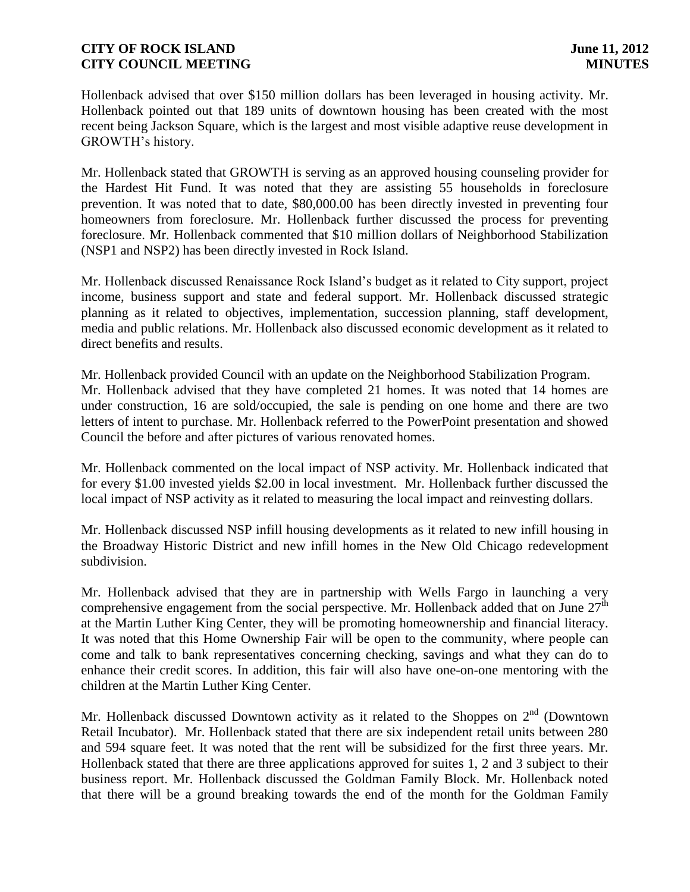Hollenback advised that over $150 million dollars has been leveraged in housing activity. Mr. Hollenback pointed out that 189 units of downtown housing has been created with the most recent being Jackson Square, which is the largest and most visible adaptive reuse development in GROWTH's history.

Mr. Hollenback stated that GROWTH is serving as an approved housing counseling provider for the Hardest Hit Fund. It was noted that they are assisting 55 households in foreclosure prevention. It was noted that to date, $80,000.00 has been directly invested in preventing four homeowners from foreclosure. Mr. Hollenback further discussed the process for preventing foreclosure. Mr. Hollenback commented that $10 million dollars of Neighborhood Stabilization (NSP1 and NSP2) has been directly invested in Rock Island.

Mr. Hollenback discussed Renaissance Rock Island's budget as it related to City support, project income, business support and state and federal support. Mr. Hollenback discussed strategic planning as it related to objectives, implementation, succession planning, staff development, media and public relations. Mr. Hollenback also discussed economic development as it related to direct benefits and results.

Mr. Hollenback provided Council with an update on the Neighborhood Stabilization Program. Mr. Hollenback advised that they have completed 21 homes. It was noted that 14 homes are under construction, 16 are sold/occupied, the sale is pending on one home and there are two letters of intent to purchase. Mr. Hollenback referred to the PowerPoint presentation and showed Council the before and after pictures of various renovated homes.

Mr. Hollenback commented on the local impact of NSP activity. Mr. Hollenback indicated that for every $1.00 invested yields $2.00 in local investment. Mr. Hollenback further discussed the local impact of NSP activity as it related to measuring the local impact and reinvesting dollars.

Mr. Hollenback discussed NSP infill housing developments as it related to new infill housing in the Broadway Historic District and new infill homes in the New Old Chicago redevelopment subdivision.

Mr. Hollenback advised that they are in partnership with Wells Fargo in launching a very comprehensive engagement from the social perspective. Mr. Hollenback added that on June 27th at the Martin Luther King Center, they will be promoting homeownership and financial literacy. It was noted that this Home Ownership Fair will be open to the community, where people can come and talk to bank representatives concerning checking, savings and what they can do to enhance their credit scores. In addition, this fair will also have one-on-one mentoring with the children at the Martin Luther King Center.

Mr. Hollenback discussed Downtown activity as it related to the Shoppes on 2nd (Downtown Retail Incubator). Mr. Hollenback stated that there are six independent retail units between 280 and 594 square feet. It was noted that the rent will be subsidized for the first three years. Mr. Hollenback stated that there are three applications approved for suites 1, 2 and 3 subject to their business report. Mr. Hollenback discussed the Goldman Family Block. Mr. Hollenback noted that there will be a ground breaking towards the end of the month for the Goldman Family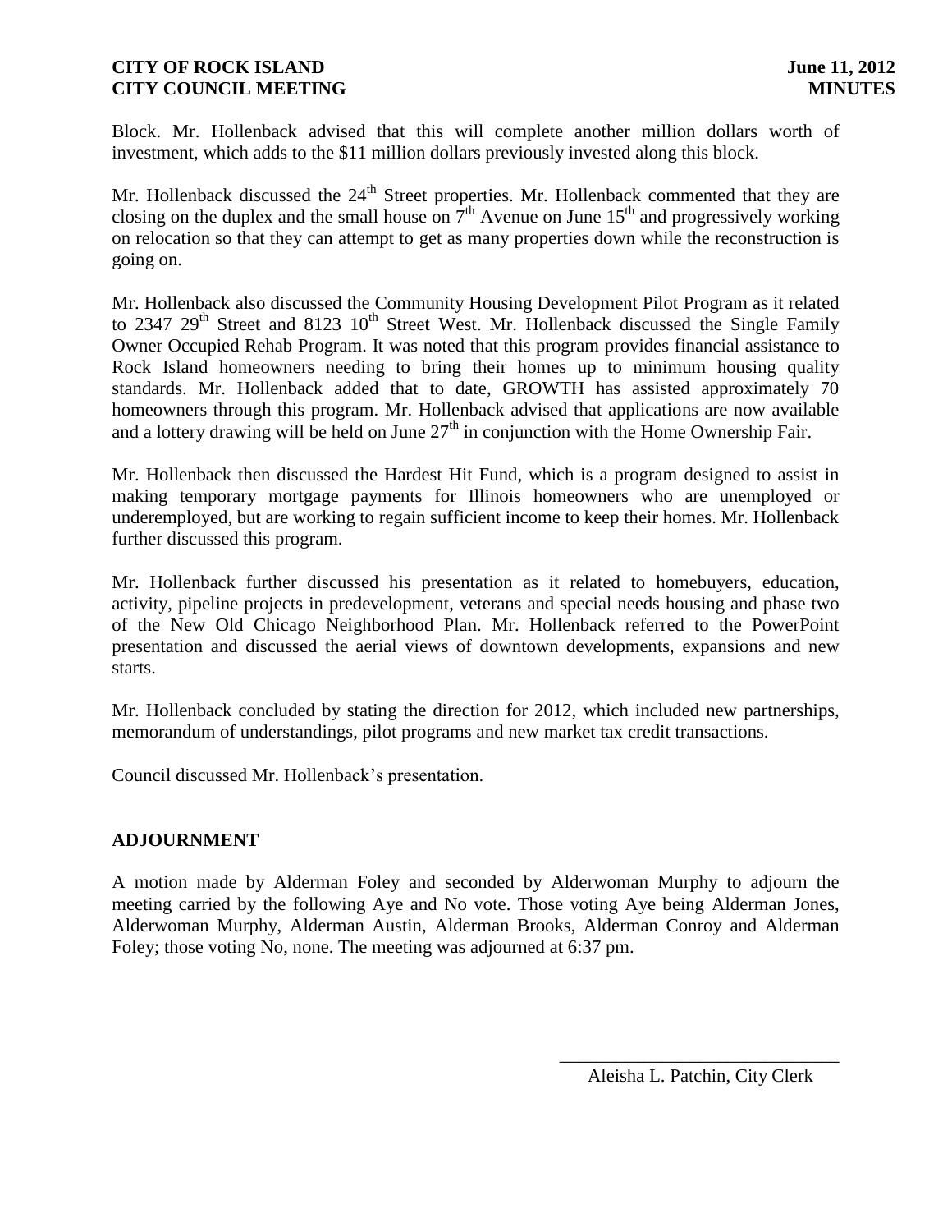Block. Mr. Hollenback advised that this will complete another million dollars worth of investment, which adds to the $11 million dollars previously invested along this block.

Mr. Hollenback discussed the 24th Street properties. Mr. Hollenback commented that they are closing on the duplex and the small house on 7th Avenue on June 15th and progressively working on relocation so that they can attempt to get as many properties down while the reconstruction is going on.

Mr. Hollenback also discussed the Community Housing Development Pilot Program as it related to 2347 29th Street and 8123 10th Street West. Mr. Hollenback discussed the Single Family Owner Occupied Rehab Program. It was noted that this program provides financial assistance to Rock Island homeowners needing to bring their homes up to minimum housing quality standards. Mr. Hollenback added that to date, GROWTH has assisted approximately 70 homeowners through this program. Mr. Hollenback advised that applications are now available and a lottery drawing will be held on June 27th in conjunction with the Home Ownership Fair.

Mr. Hollenback then discussed the Hardest Hit Fund, which is a program designed to assist in making temporary mortgage payments for Illinois homeowners who are unemployed or underemployed, but are working to regain sufficient income to keep their homes. Mr. Hollenback further discussed this program.

Mr. Hollenback further discussed his presentation as it related to homebuyers, education, activity, pipeline projects in predevelopment, veterans and special needs housing and phase two of the New Old Chicago Neighborhood Plan. Mr. Hollenback referred to the PowerPoint presentation and discussed the aerial views of downtown developments, expansions and new starts.

Mr. Hollenback concluded by stating the direction for 2012, which included new partnerships, memorandum of understandings, pilot programs and new market tax credit transactions.

Council discussed Mr. Hollenback's presentation.

## ADJOURNMENT

A motion made by Alderman Foley and seconded by Alderwoman Murphy to adjourn the meeting carried by the following Aye and No vote. Those voting Aye being Alderman Jones, Alderwoman Murphy, Alderman Austin, Alderman Brooks, Alderman Conroy and Alderman Foley; those voting No, none. The meeting was adjourned at 6:37 pm.

\_\_\_\_\_\_\_\_\_\_\_\_\_\_\_\_\_\_\_\_\_\_\_\_\_\_\_\_\_\_

Aleisha L. Patchin, City Clerk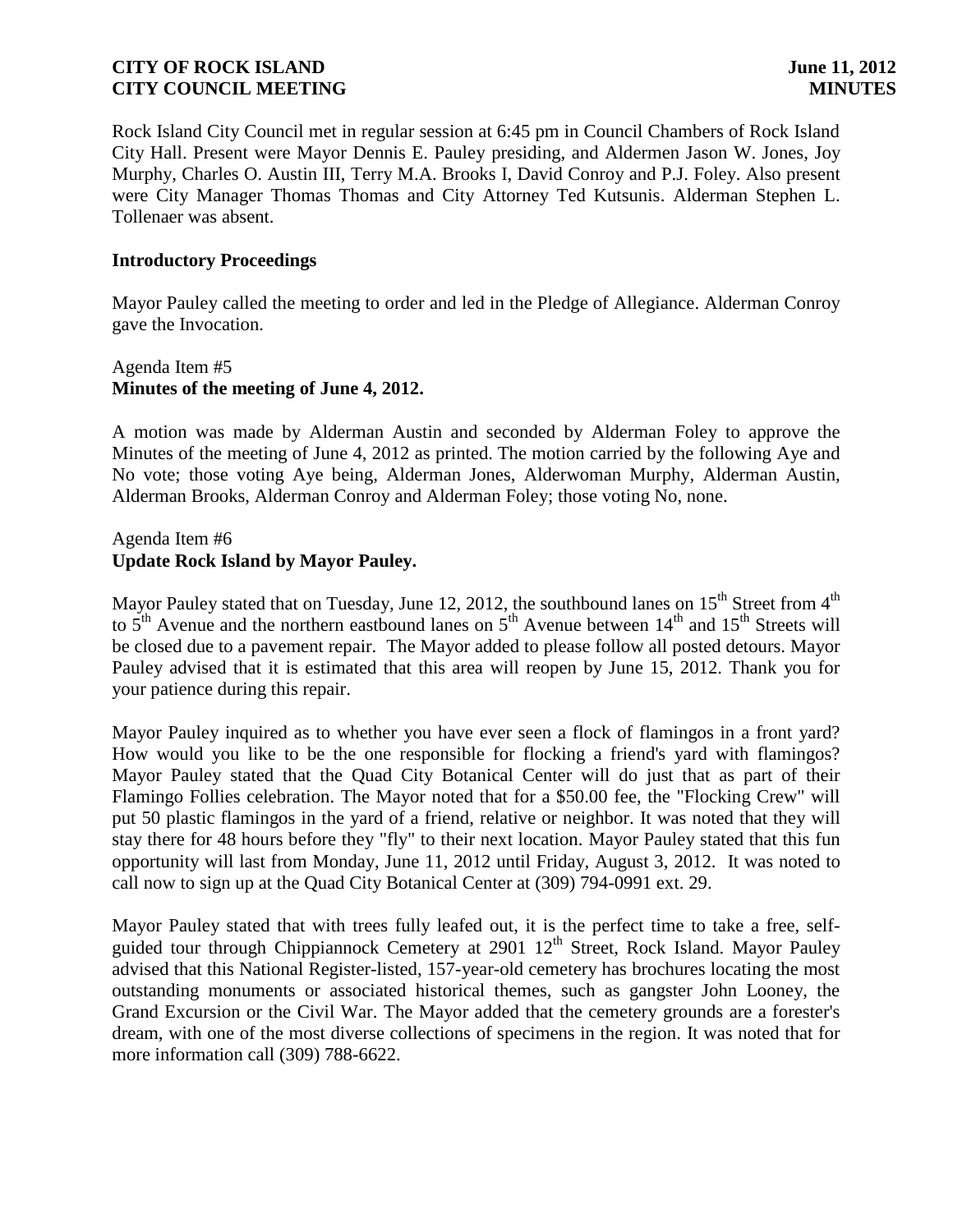Rock Island City Council met in regular session at 6:45 pm in Council Chambers of Rock Island City Hall. Present were Mayor Dennis E. Pauley presiding, and Aldermen Jason W. Jones, Joy Murphy, Charles O. Austin III, Terry M.A. Brooks I, David Conroy and P.J. Foley. Also present were City Manager Thomas Thomas and City Attorney Ted Kutsunis. Alderman Stephen L. Tollenaer was absent.

**Introductory Proceedings**

Mayor Pauley called the meeting to order and led in the Pledge of Allegiance. Alderman Conroy gave the Invocation.

Agenda Item #5
**Minutes of the meeting of June 4, 2012.**

A motion was made by Alderman Austin and seconded by Alderman Foley to approve the Minutes of the meeting of June 4, 2012 as printed. The motion carried by the following Aye and No vote; those voting Aye being, Alderman Jones, Alderwoman Murphy, Alderman Austin, Alderman Brooks, Alderman Conroy and Alderman Foley; those voting No, none.

Agenda Item #6
**Update Rock Island by Mayor Pauley.**

Mayor Pauley stated that on Tuesday, June 12, 2012, the southbound lanes on 15th Street from 4th to 5th Avenue and the northern eastbound lanes on 5th Avenue between 14th and 15th Streets will be closed due to a pavement repair. The Mayor added to please follow all posted detours. Mayor Pauley advised that it is estimated that this area will reopen by June 15, 2012. Thank you for your patience during this repair.

Mayor Pauley inquired as to whether you have ever seen a flock of flamingos in a front yard? How would you like to be the one responsible for flocking a friend's yard with flamingos? Mayor Pauley stated that the Quad City Botanical Center will do just that as part of their Flamingo Follies celebration. The Mayor noted that for a $50.00 fee, the "Flocking Crew" will put 50 plastic flamingos in the yard of a friend, relative or neighbor. It was noted that they will stay there for 48 hours before they "fly" to their next location. Mayor Pauley stated that this fun opportunity will last from Monday, June 11, 2012 until Friday, August 3, 2012. It was noted to call now to sign up at the Quad City Botanical Center at (309) 794-0991 ext. 29.

Mayor Pauley stated that with trees fully leafed out, it is the perfect time to take a free, self-guided tour through Chippiannock Cemetery at 2901 12th Street, Rock Island. Mayor Pauley advised that this National Register-listed, 157-year-old cemetery has brochures locating the most outstanding monuments or associated historical themes, such as gangster John Looney, the Grand Excursion or the Civil War. The Mayor added that the cemetery grounds are a forester's dream, with one of the most diverse collections of specimens in the region. It was noted that for more information call (309) 788-6622.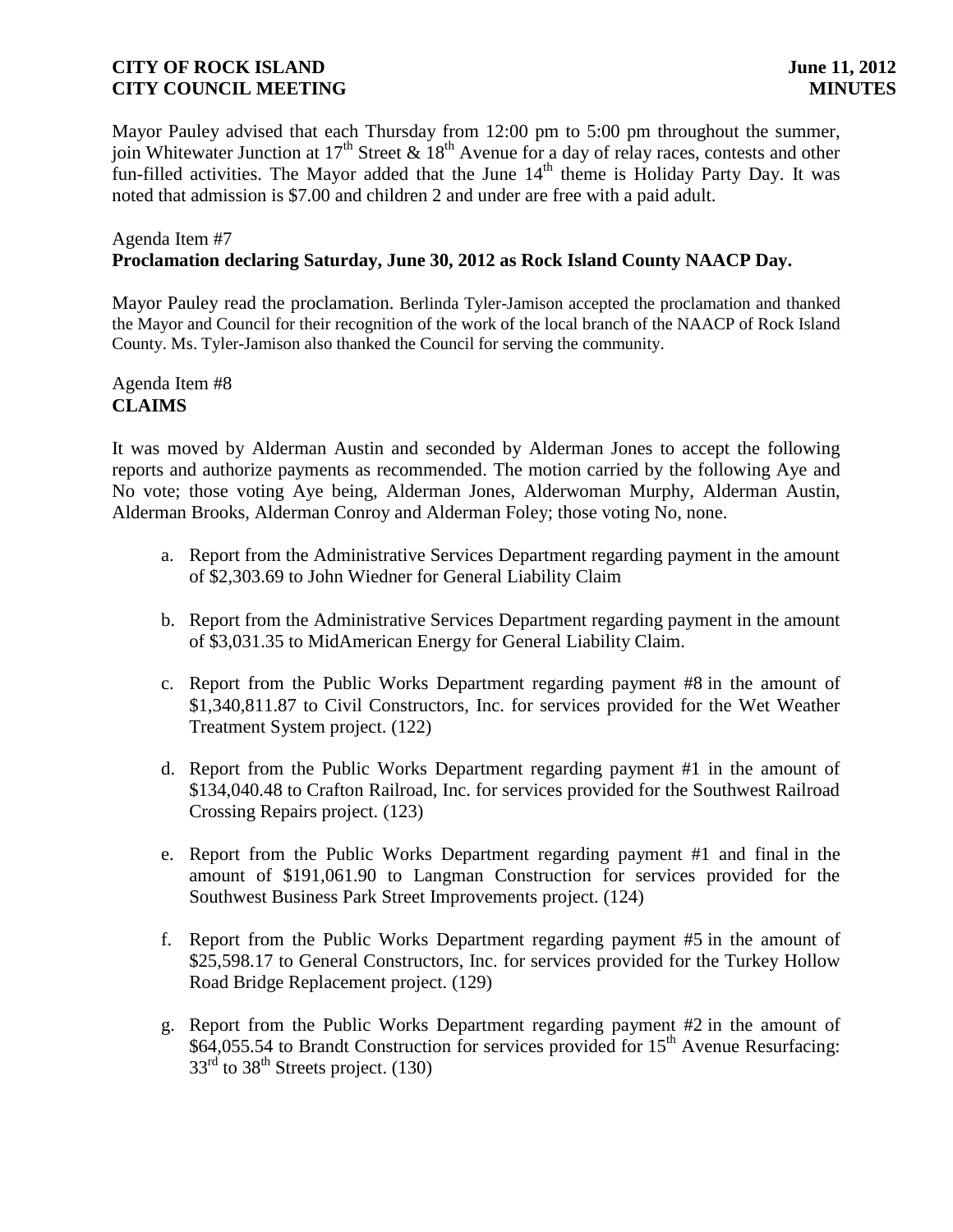Mayor Pauley advised that each Thursday from 12:00 pm to 5:00 pm throughout the summer, join Whitewater Junction at 17th Street & 18th Avenue for a day of relay races, contests and other fun-filled activities. The Mayor added that the June 14th theme is Holiday Party Day. It was noted that admission is $7.00 and children 2 and under are free with a paid adult.

Agenda Item #7
**Proclamation declaring Saturday, June 30, 2012 as Rock Island County NAACP Day.**

Mayor Pauley read the proclamation. Berlinda Tyler-Jamison accepted the proclamation and thanked the Mayor and Council for their recognition of the work of the local branch of the NAACP of Rock Island County. Ms. Tyler-Jamison also thanked the Council for serving the community.

Agenda Item #8
**CLAIMS**

It was moved by Alderman Austin and seconded by Alderman Jones to accept the following reports and authorize payments as recommended. The motion carried by the following Aye and No vote; those voting Aye being, Alderman Jones, Alderwoman Murphy, Alderman Austin, Alderman Brooks, Alderman Conroy and Alderman Foley; those voting No, none.

a. Report from the Administrative Services Department regarding payment in the amount of $2,303.69 to John Wiedner for General Liability Claim

b. Report from the Administrative Services Department regarding payment in the amount of $3,031.35 to MidAmerican Energy for General Liability Claim.

c. Report from the Public Works Department regarding payment #8 in the amount of $1,340,811.87 to Civil Constructors, Inc. for services provided for the Wet Weather Treatment System project. (122)

d. Report from the Public Works Department regarding payment #1 in the amount of $134,040.48 to Crafton Railroad, Inc. for services provided for the Southwest Railroad Crossing Repairs project. (123)

e. Report from the Public Works Department regarding payment #1 and final in the amount of $191,061.90 to Langman Construction for services provided for the Southwest Business Park Street Improvements project. (124)

f. Report from the Public Works Department regarding payment #5 in the amount of $25,598.17 to General Constructors, Inc. for services provided for the Turkey Hollow Road Bridge Replacement project. (129)

g. Report from the Public Works Department regarding payment #2 in the amount of $64,055.54 to Brandt Construction for services provided for 15th Avenue Resurfacing: 33rd to 38th Streets project. (130)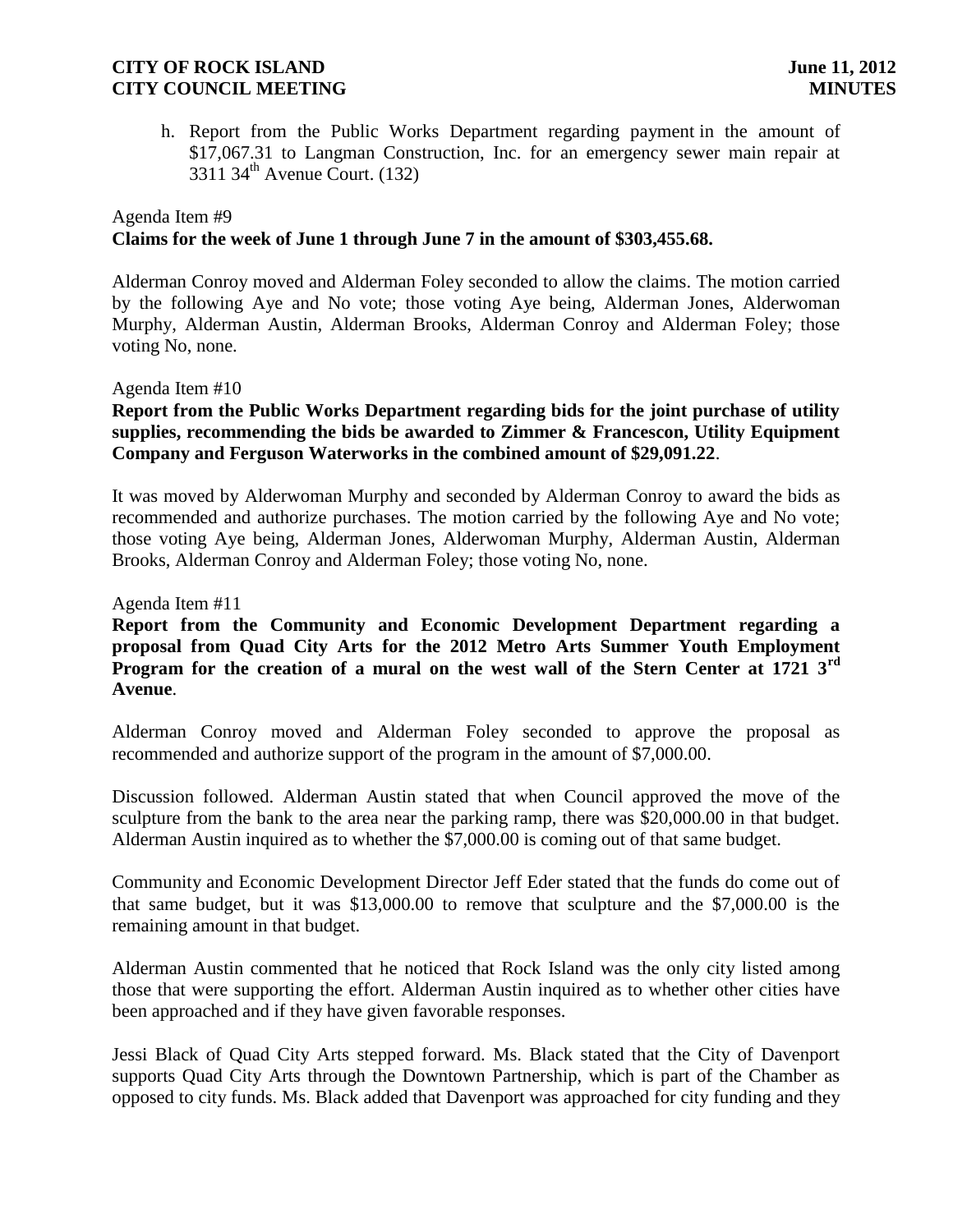h. Report from the Public Works Department regarding payment in the amount of $17,067.31 to Langman Construction, Inc. for an emergency sewer main repair at 3311 34th Avenue Court. (132)

Agenda Item #9

**Claims for the week of June 1 through June 7 in the amount of $303,455.68.**

Alderman Conroy moved and Alderman Foley seconded to allow the claims. The motion carried by the following Aye and No vote; those voting Aye being, Alderman Jones, Alderwoman Murphy, Alderman Austin, Alderman Brooks, Alderman Conroy and Alderman Foley; those voting No, none.

Agenda Item #10

**Report from the Public Works Department regarding bids for the joint purchase of utility supplies, recommending the bids be awarded to Zimmer & Francescon, Utility Equipment Company and Ferguson Waterworks in the combined amount of $29,091.22**.

It was moved by Alderwoman Murphy and seconded by Alderman Conroy to award the bids as recommended and authorize purchases. The motion carried by the following Aye and No vote; those voting Aye being, Alderman Jones, Alderwoman Murphy, Alderman Austin, Alderman Brooks, Alderman Conroy and Alderman Foley; those voting No, none.

Agenda Item #11

**Report from the Community and Economic Development Department regarding a proposal from Quad City Arts for the 2012 Metro Arts Summer Youth Employment Program for the creation of a mural on the west wall of the Stern Center at 1721 3rd Avenue**.

Alderman Conroy moved and Alderman Foley seconded to approve the proposal as recommended and authorize support of the program in the amount of $7,000.00.

Discussion followed. Alderman Austin stated that when Council approved the move of the sculpture from the bank to the area near the parking ramp, there was $20,000.00 in that budget. Alderman Austin inquired as to whether the $7,000.00 is coming out of that same budget.

Community and Economic Development Director Jeff Eder stated that the funds do come out of that same budget, but it was $13,000.00 to remove that sculpture and the $7,000.00 is the remaining amount in that budget.

Alderman Austin commented that he noticed that Rock Island was the only city listed among those that were supporting the effort. Alderman Austin inquired as to whether other cities have been approached and if they have given favorable responses.

Jessi Black of Quad City Arts stepped forward. Ms. Black stated that the City of Davenport supports Quad City Arts through the Downtown Partnership, which is part of the Chamber as opposed to city funds. Ms. Black added that Davenport was approached for city funding and they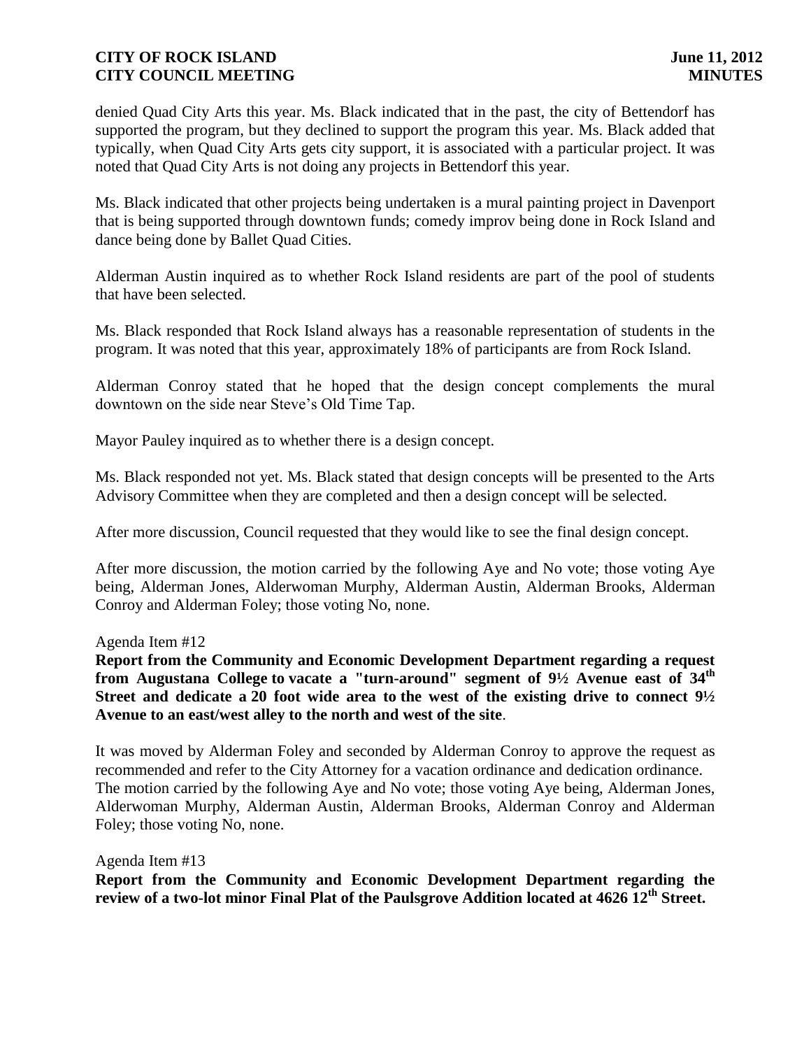denied Quad City Arts this year. Ms. Black indicated that in the past, the city of Bettendorf has supported the program, but they declined to support the program this year. Ms. Black added that typically, when Quad City Arts gets city support, it is associated with a particular project. It was noted that Quad City Arts is not doing any projects in Bettendorf this year.

Ms. Black indicated that other projects being undertaken is a mural painting project in Davenport that is being supported through downtown funds; comedy improv being done in Rock Island and dance being done by Ballet Quad Cities.

Alderman Austin inquired as to whether Rock Island residents are part of the pool of students that have been selected.

Ms. Black responded that Rock Island always has a reasonable representation of students in the program. It was noted that this year, approximately 18% of participants are from Rock Island.

Alderman Conroy stated that he hoped that the design concept complements the mural downtown on the side near Steve's Old Time Tap.

Mayor Pauley inquired as to whether there is a design concept.

Ms. Black responded not yet. Ms. Black stated that design concepts will be presented to the Arts Advisory Committee when they are completed and then a design concept will be selected.

After more discussion, Council requested that they would like to see the final design concept.

After more discussion, the motion carried by the following Aye and No vote; those voting Aye being, Alderman Jones, Alderwoman Murphy, Alderman Austin, Alderman Brooks, Alderman Conroy and Alderman Foley; those voting No, none.

Agenda Item #12

**Report from the Community and Economic Development Department regarding a request from Augustana College to vacate a "turn-around" segment of 9½ Avenue east of 34th Street and dedicate a 20 foot wide area to the west of the existing drive to connect 9½ Avenue to an east/west alley to the north and west of the site**.

It was moved by Alderman Foley and seconded by Alderman Conroy to approve the request as recommended and refer to the City Attorney for a vacation ordinance and dedication ordinance. The motion carried by the following Aye and No vote; those voting Aye being, Alderman Jones, Alderwoman Murphy, Alderman Austin, Alderman Brooks, Alderman Conroy and Alderman Foley; those voting No, none.

Agenda Item #13

**Report from the Community and Economic Development Department regarding the review of a two-lot minor Final Plat of the Paulsgrove Addition located at 4626 12th Street.**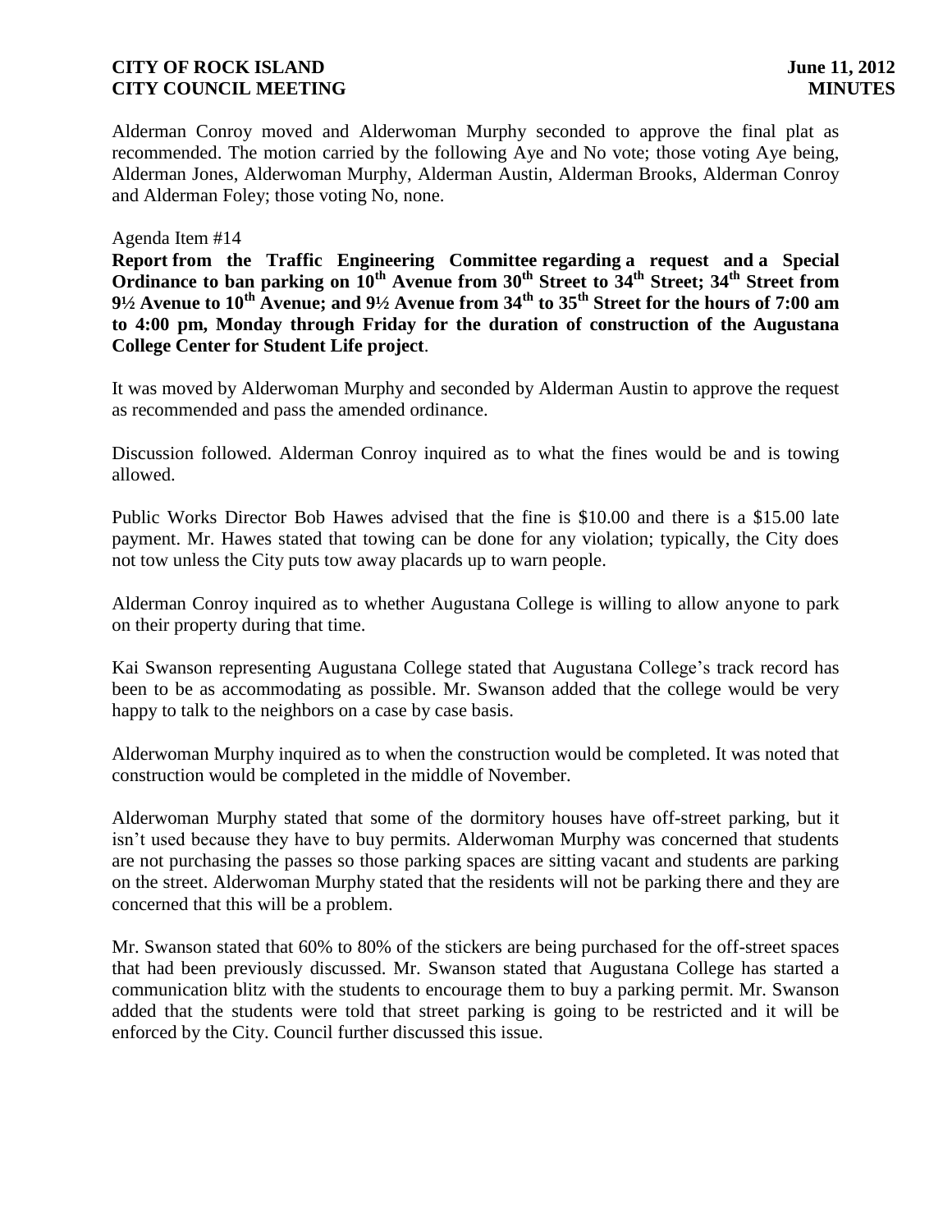Alderman Conroy moved and Alderwoman Murphy seconded to approve the final plat as recommended. The motion carried by the following Aye and No vote; those voting Aye being, Alderman Jones, Alderwoman Murphy, Alderman Austin, Alderman Brooks, Alderman Conroy and Alderman Foley; those voting No, none.

Agenda Item #14

**Report from the Traffic Engineering Committee regarding a request and a Special Ordinance to ban parking on 10th Avenue from 30th Street to 34th Street; 34th Street from 9½ Avenue to 10th Avenue; and 9½ Avenue from 34th to 35th Street for the hours of 7:00 am to 4:00 pm, Monday through Friday for the duration of construction of the Augustana College Center for Student Life project**.

It was moved by Alderwoman Murphy and seconded by Alderman Austin to approve the request as recommended and pass the amended ordinance.

Discussion followed. Alderman Conroy inquired as to what the fines would be and is towing allowed.

Public Works Director Bob Hawes advised that the fine is $10.00 and there is a $15.00 late payment. Mr. Hawes stated that towing can be done for any violation; typically, the City does not tow unless the City puts tow away placards up to warn people.

Alderman Conroy inquired as to whether Augustana College is willing to allow anyone to park on their property during that time.

Kai Swanson representing Augustana College stated that Augustana College's track record has been to be as accommodating as possible. Mr. Swanson added that the college would be very happy to talk to the neighbors on a case by case basis.

Alderwoman Murphy inquired as to when the construction would be completed. It was noted that construction would be completed in the middle of November.

Alderwoman Murphy stated that some of the dormitory houses have off-street parking, but it isn't used because they have to buy permits. Alderwoman Murphy was concerned that students are not purchasing the passes so those parking spaces are sitting vacant and students are parking on the street. Alderwoman Murphy stated that the residents will not be parking there and they are concerned that this will be a problem.

Mr. Swanson stated that 60% to 80% of the stickers are being purchased for the off-street spaces that had been previously discussed. Mr. Swanson stated that Augustana College has started a communication blitz with the students to encourage them to buy a parking permit. Mr. Swanson added that the students were told that street parking is going to be restricted and it will be enforced by the City. Council further discussed this issue.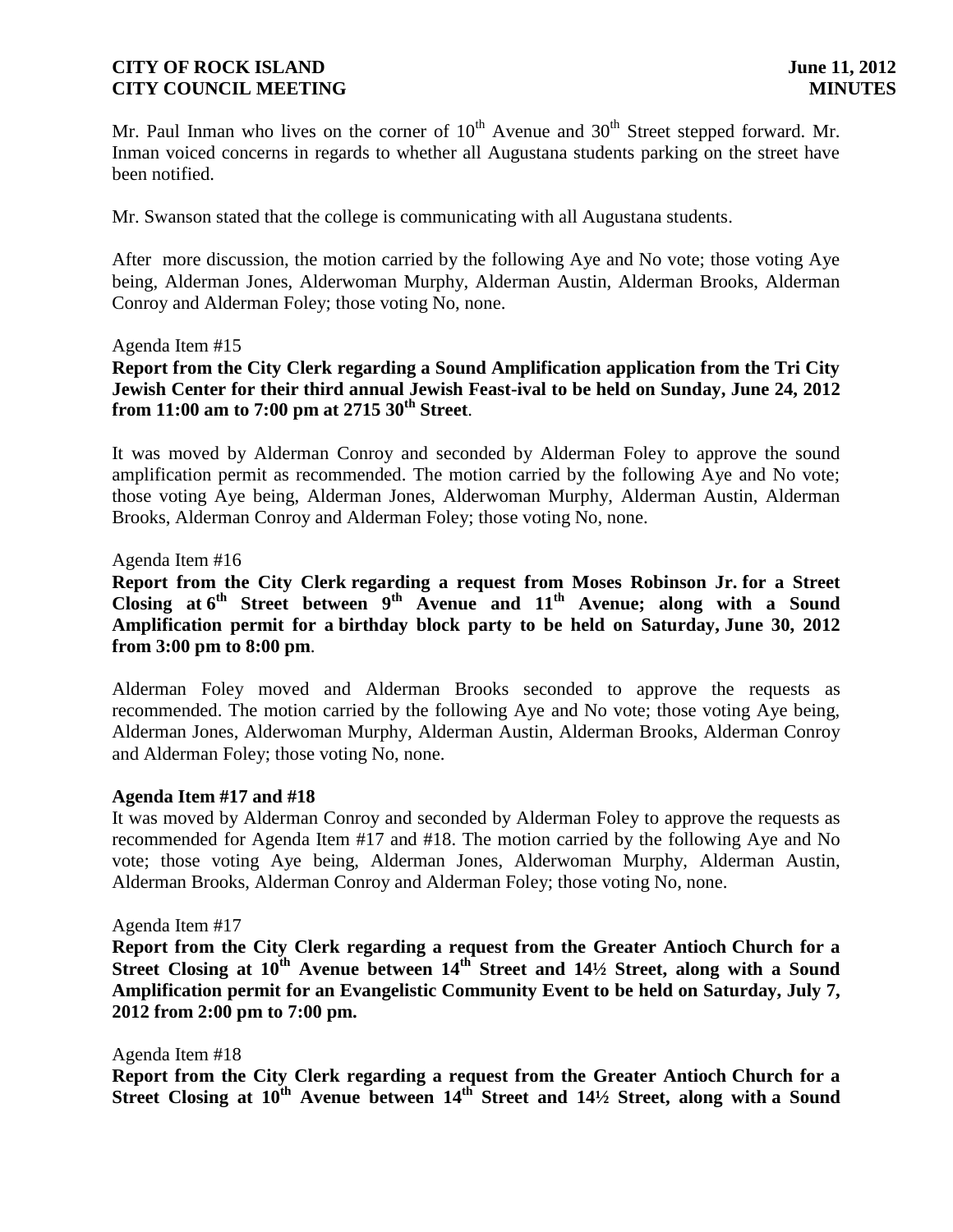Mr. Paul Inman who lives on the corner of 10th Avenue and 30th Street stepped forward. Mr. Inman voiced concerns in regards to whether all Augustana students parking on the street have been notified.

Mr. Swanson stated that the college is communicating with all Augustana students.

After more discussion, the motion carried by the following Aye and No vote; those voting Aye being, Alderman Jones, Alderwoman Murphy, Alderman Austin, Alderman Brooks, Alderman Conroy and Alderman Foley; those voting No, none.

Agenda Item #15

**Report from the City Clerk regarding a Sound Amplification application from the Tri City Jewish Center for their third annual Jewish Feast-ival to be held on Sunday, June 24, 2012 from 11:00 am to 7:00 pm at 2715 30th Street**.

It was moved by Alderman Conroy and seconded by Alderman Foley to approve the sound amplification permit as recommended. The motion carried by the following Aye and No vote; those voting Aye being, Alderman Jones, Alderwoman Murphy, Alderman Austin, Alderman Brooks, Alderman Conroy and Alderman Foley; those voting No, none.

Agenda Item #16

**Report from the City Clerk regarding a request from Moses Robinson Jr. for a Street Closing at 6th Street between 9th Avenue and 11th Avenue; along with a Sound Amplification permit for a birthday block party to be held on Saturday, June 30, 2012 from 3:00 pm to 8:00 pm**.

Alderman Foley moved and Alderman Brooks seconded to approve the requests as recommended. The motion carried by the following Aye and No vote; those voting Aye being, Alderman Jones, Alderwoman Murphy, Alderman Austin, Alderman Brooks, Alderman Conroy and Alderman Foley; those voting No, none.

**Agenda Item #17 and #18**

It was moved by Alderman Conroy and seconded by Alderman Foley to approve the requests as recommended for Agenda Item #17 and #18. The motion carried by the following Aye and No vote; those voting Aye being, Alderman Jones, Alderwoman Murphy, Alderman Austin, Alderman Brooks, Alderman Conroy and Alderman Foley; those voting No, none.

Agenda Item #17

**Report from the City Clerk regarding a request from the Greater Antioch Church for a Street Closing at 10th Avenue between 14th Street and 14½ Street, along with a Sound Amplification permit for an Evangelistic Community Event to be held on Saturday, July 7, 2012 from 2:00 pm to 7:00 pm.**

Agenda Item #18

**Report from the City Clerk regarding a request from the Greater Antioch Church for a Street Closing at 10th Avenue between 14th Street and 14½ Street, along with a Sound**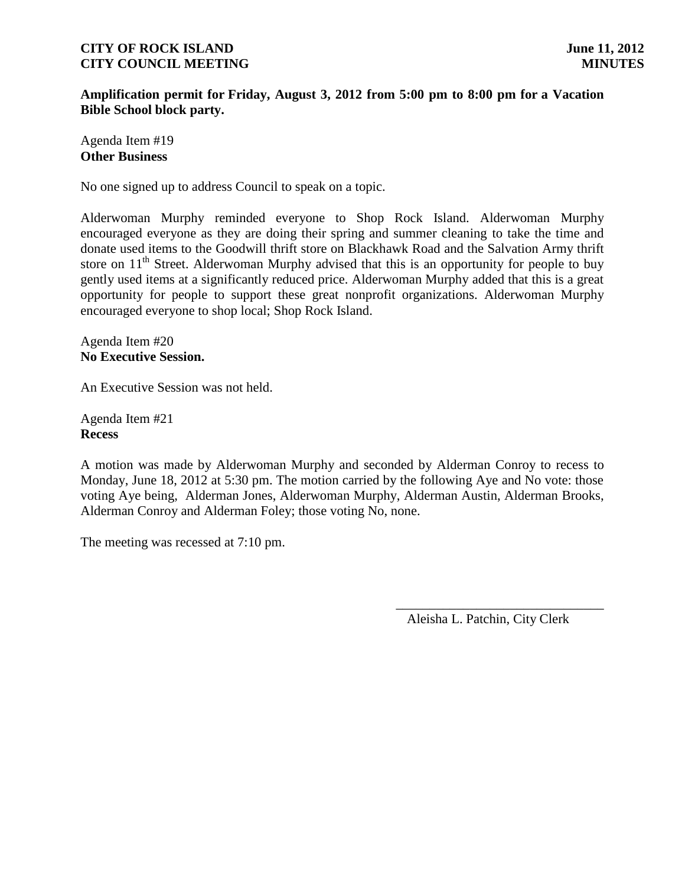**Amplification permit for Friday, August 3, 2012 from 5:00 pm to 8:00 pm for a Vacation Bible School block party.**

Agenda Item #19
**Other Business**

No one signed up to address Council to speak on a topic.

Alderwoman Murphy reminded everyone to Shop Rock Island. Alderwoman Murphy encouraged everyone as they are doing their spring and summer cleaning to take the time and donate used items to the Goodwill thrift store on Blackhawk Road and the Salvation Army thrift store on 11th Street. Alderwoman Murphy advised that this is an opportunity for people to buy gently used items at a significantly reduced price. Alderwoman Murphy added that this is a great opportunity for people to support these great nonprofit organizations. Alderwoman Murphy encouraged everyone to shop local; Shop Rock Island.

Agenda Item #20
**No Executive Session.**

An Executive Session was not held.

Agenda Item #21
**Recess**

A motion was made by Alderwoman Murphy and seconded by Alderman Conroy to recess to Monday, June 18, 2012 at 5:30 pm. The motion carried by the following Aye and No vote: those voting Aye being, Alderman Jones, Alderwoman Murphy, Alderman Austin, Alderman Brooks, Alderman Conroy and Alderman Foley; those voting No, none.

The meeting was recessed at 7:10 pm.

\_\_\_\_\_\_\_\_\_\_\_\_\_\_\_\_\_\_\_\_\_\_\_\_\_\_\_\_\_\_\_\_
Aleisha L. Patchin, City Clerk